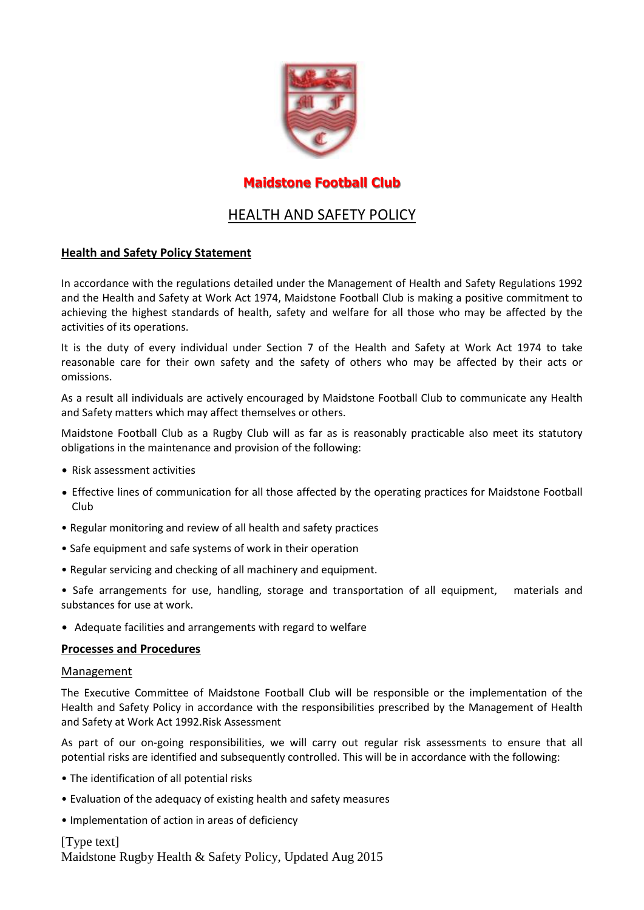# Maidstone Football Club

## HEALTH AND SAFETY POLICY

### Health and Safety Policy Statement

In accordance with the regulations detailed under the Management of Health and Safety Regulations 1992 and the Health and Safety at Work Act 1974, Maidstone Football Club is making a positive commitment to achieving the highest standards of health, safety and welfare for all those who may be affected by the activities of its operations.

It is the duty of every individual under Section 7 of the Health and Safety at Work Act 1974 to take reasonable care for their own safety and the safety of others who may be affected by their acts or omissions.

As a result all individuals are actively encouraged by Maidstone Football Club to communicate any Health and Safety matters which may affect themselves or others.

Maidstone Football Club as a Rugby Club will as far as is reasonably practicable also meet its statutory obligations in the maintenance and provision of the following:

- Risk assessment activities
- Effective lines of communication for all those affected by the operating practices for Maidstone Football Club
- Regular monitoring and review of all health and safety practices
- Safe equipment and safe systems of work in their operation
- Regular servicing and checking of all machinery and equipment.
- Safe arrangements for use, handling, storage and transportation of all equipment, materials and substances for use at work.
- Adequate facilities and arrangements with regard to welfare

### Processes and Procedures

#### Management

The Executive Committee of Maidstone Football Club will be responsible or the implementation of the Health and Safety Policy in accordance with the responsibilities prescribed by the Management of Health and Safety at Work Act 1992.Risk Assessment

As part of our on-going responsibilities, we will carry out regular risk assessments to ensure that all potential risks are identified and subsequently controlled. This will be in accordance with the following:

- The identification of all potential risks
- Evaluation of the adequacy of existing health and safety measures
- Implementation of action in areas of deficiency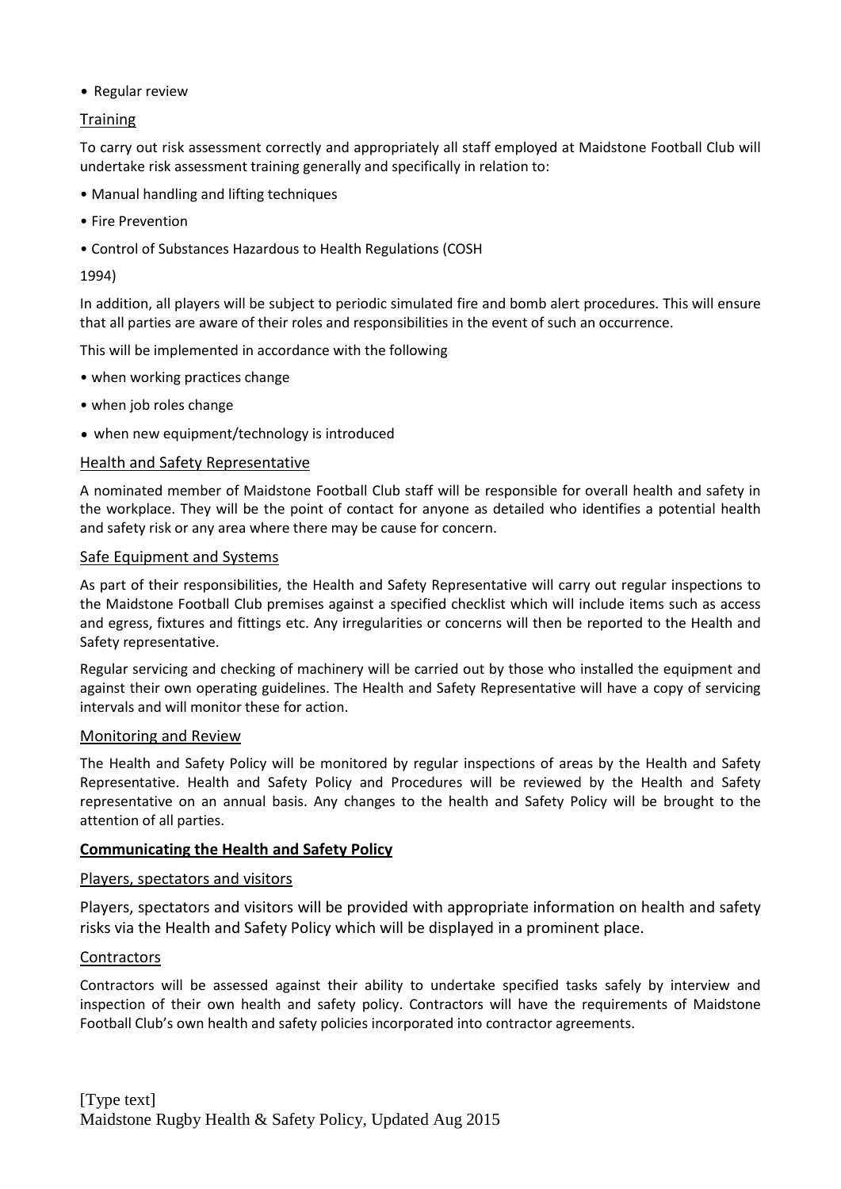- Regular review

## Training

To carry out risk assessment correctly and appropriately all staff employed at Maidstone Football Club will undertake risk assessment training generally and specifically in relation to:

- Manual handling and lifting techniques
- Fire Prevention
- Control of Substances Hazardous to Health Regulations (COSH

1994)

In addition, all players will be subject to periodic simulated fire and bomb alert procedures. This will ensure that all parties are aware of their roles and responsibilities in the event of such an occurrence.

This will be implemented in accordance with the following

- when working practices change
- when job roles change
- when new equipment/technology is introduced

## Health and Safety Representative

A nominated member of Maidstone Football Club staff will be responsible for overall health and safety in the workplace. They will be the point of contact for anyone as detailed who identifies a potential health and safety risk or any area where there may be cause for concern.

## Safe Equipment and Systems

As part of their responsibilities, the Health and Safety Representative will carry out regular inspections to the Maidstone Football Club premises against a specified checklist which will include items such as access and egress, fixtures and fittings etc. Any irregularities or concerns will then be reported to the Health and Safety representative.

Regular servicing and checking of machinery will be carried out by those who installed the equipment and against their own operating guidelines. The Health and Safety Representative will have a copy of servicing intervals and will monitor these for action.

## Monitoring and Review

The Health and Safety Policy will be monitored by regular inspections of areas by the Health and Safety Representative. Health and Safety Policy and Procedures will be reviewed by the Health and Safety representative on an annual basis. Any changes to the health and Safety Policy will be brought to the attention of all parties.

# Communicating the Health and Safety Policy

## Players, spectators and visitors

Players, spectators and visitors will be provided with appropriate information on health and safety risks via the Health and Safety Policy which will be displayed in a prominent place.

## Contractors

Contractors will be assessed against their ability to undertake specified tasks safely by interview and inspection of their own health and safety policy. Contractors will have the requirements of Maidstone Football Club's own health and safety policies incorporated into contractor agreements.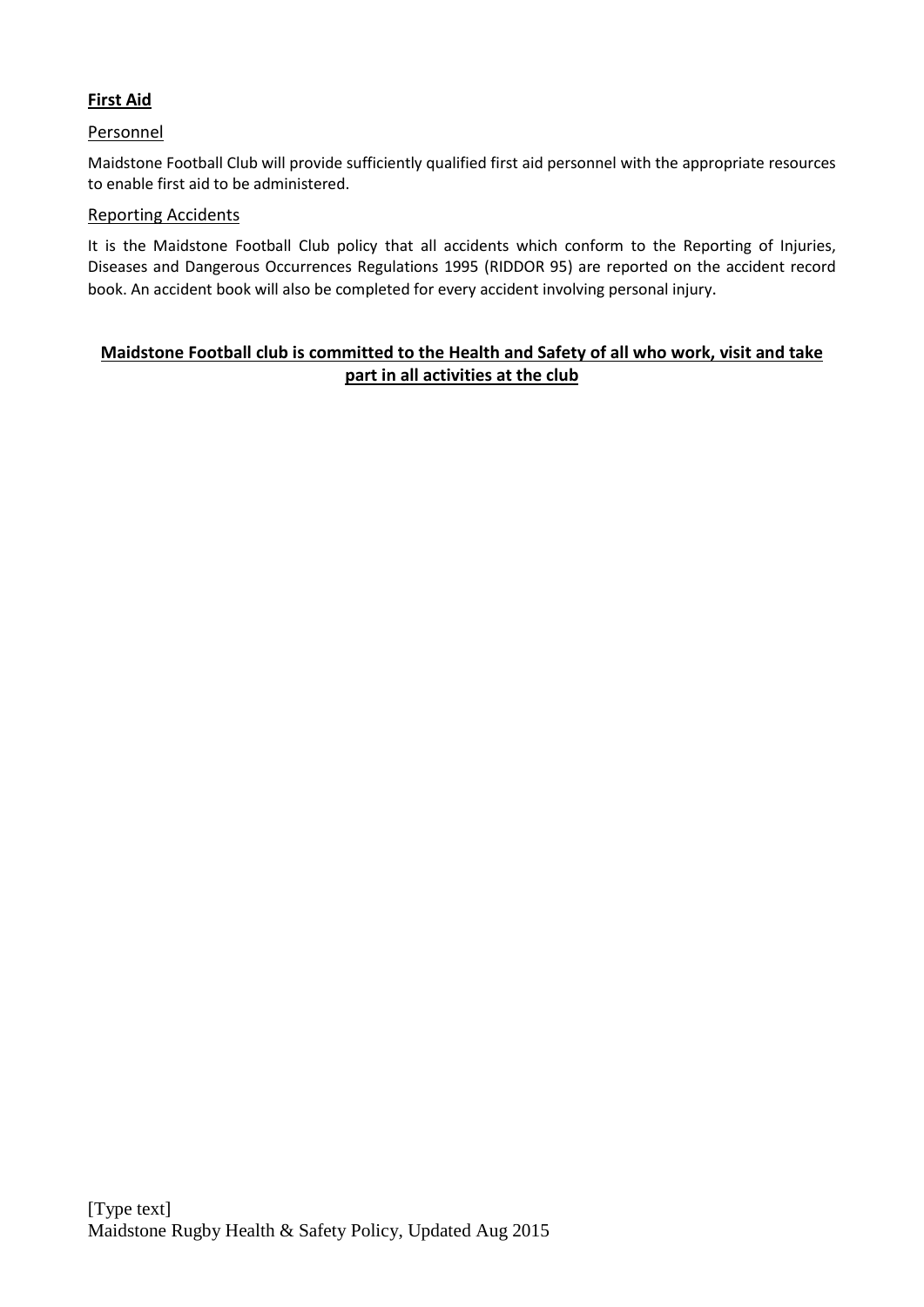**First Aid**

Personnel

Maidstone Football Club will provide sufficiently qualified first aid personnel with the appropriate resources to enable first aid to be administered.

Reporting Accidents

It is the Maidstone Football Club policy that all accidents which conform to the Reporting of Injuries, Diseases and Dangerous Occurrences Regulations 1995 (RIDDOR 95) are reported on the accident record book. An accident book will also be completed for every accident involving personal injury.

**Maidstone Football club is committed to the Health and Safety of all who work, visit and take part in all activities at the club**